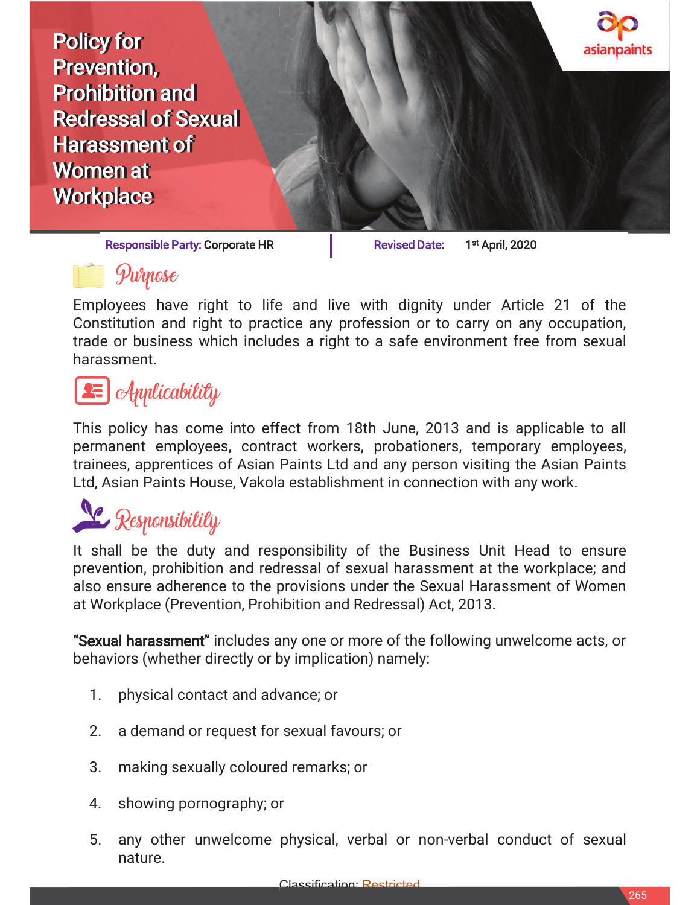# Policy for Prevention, Prohibition and Redressal of Sexual Harassment of Women at Workplace

asianpaints

**Responsible Party:** Corporate HR | **Revised Date:** 1st April, 2020

## Purpose

Employees have right to life and live with dignity under Article 21 of the Constitution and right to practice any profession or to carry on any occupation, trade or business which includes a right to a safe environment free from sexual harassment.

## Applicability

This policy has come into effect from 18th June, 2013 and is applicable to all permanent employees, contract workers, probationers, temporary employees, trainees, apprentices of Asian Paints Ltd and any person visiting the Asian Paints Ltd, Asian Paints House, Vakola establishment in connection with any work.

## Responsibility

It shall be the duty and responsibility of the Business Unit Head to ensure prevention, prohibition and redressal of sexual harassment at the workplace; and also ensure adherence to the provisions under the Sexual Harassment of Women at Workplace (Prevention, Prohibition and Redressal) Act, 2013.

**"Sexual harassment"** includes any one or more of the following unwelcome acts, or behaviors (whether directly or by implication) namely:

1. physical contact and advance; or
2. a demand or request for sexual favours; or
3. making sexually coloured remarks; or
4. showing pornography; or
5. any other unwelcome physical, verbal or non-verbal conduct of sexual nature.

Classification: Restricted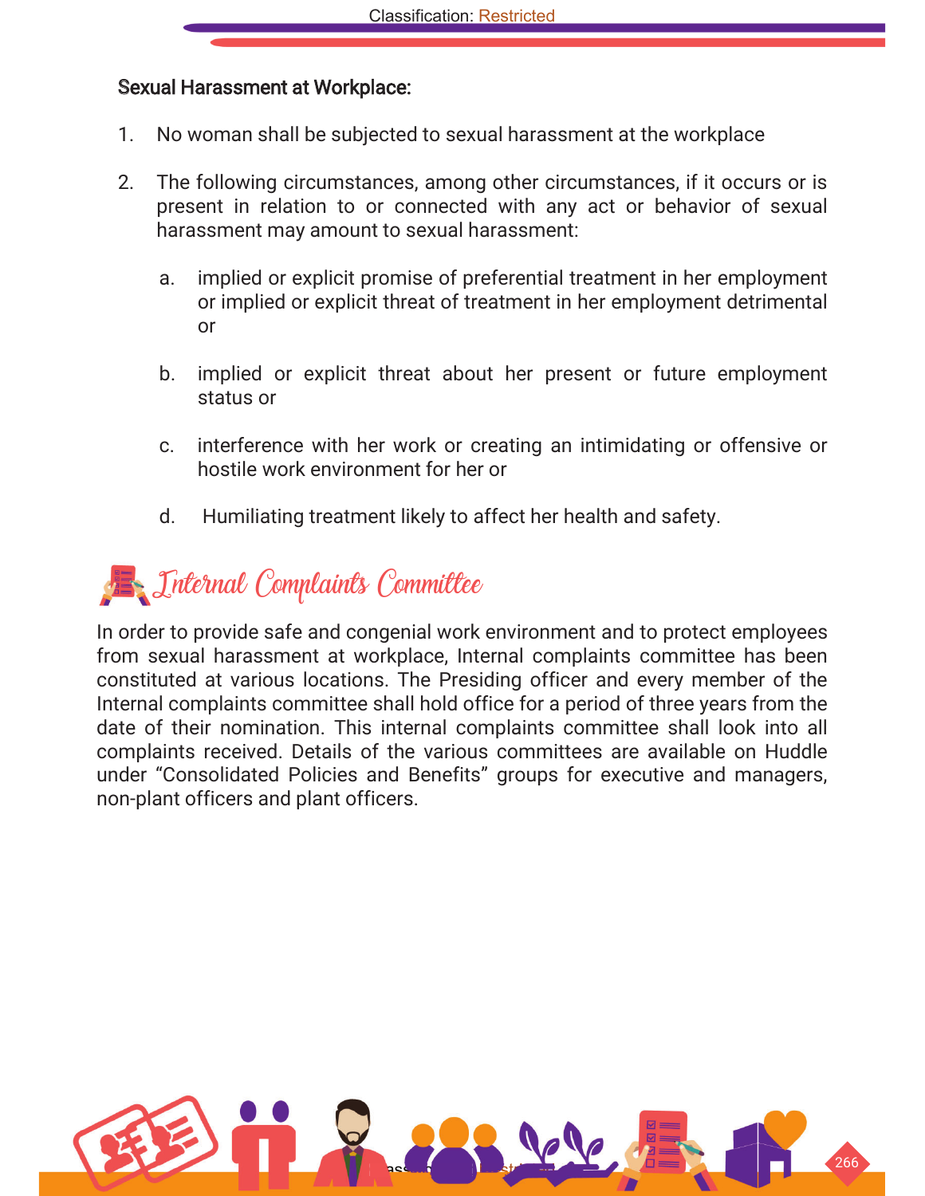**Sexual Harassment at Workplace:**

1. No woman shall be subjected to sexual harassment at the workplace

2. The following circumstances, among other circumstances, if it occurs or is present in relation to or connected with any act or behavior of sexual harassment may amount to sexual harassment:

    a. implied or explicit promise of preferential treatment in her employment or implied or explicit threat of treatment in her employment detrimental or

    b. implied or explicit threat about her present or future employment status or

    c. interference with her work or creating an intimidating or offensive or hostile work environment for her or

    d. Humiliating treatment likely to affect her health and safety.

## Internal Complaints Committee

In order to provide safe and congenial work environment and to protect employees from sexual harassment at workplace, Internal complaints committee has been constituted at various locations. The Presiding officer and every member of the Internal complaints committee shall hold office for a period of three years from the date of their nomination. This internal complaints committee shall look into all complaints received. Details of the various committees are available on Huddle under "Consolidated Policies and Benefits" groups for executive and managers, non-plant officers and plant officers.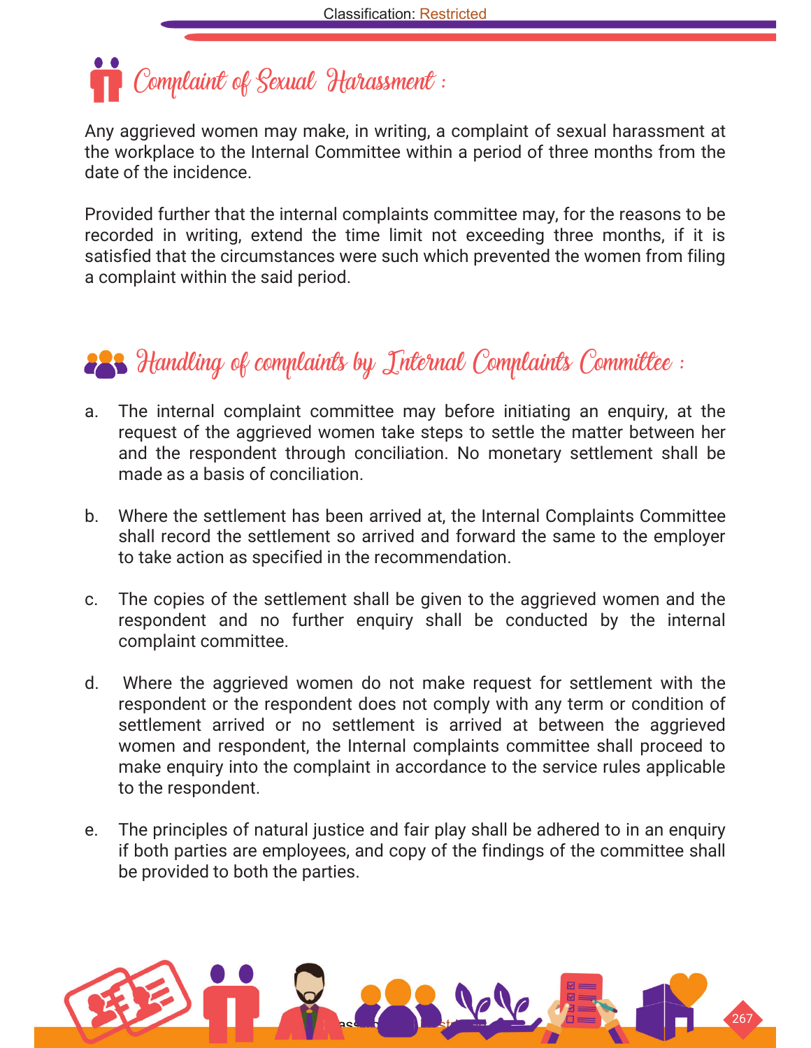## Complaint of Sexual Harassment :

Any aggrieved women may make, in writing, a complaint of sexual harassment at the workplace to the Internal Committee within a period of three months from the date of the incidence.

Provided further that the internal complaints committee may, for the reasons to be recorded in writing, extend the time limit not exceeding three months, if it is satisfied that the circumstances were such which prevented the women from filing a complaint within the said period.

## Handling of complaints by Internal Complaints Committee :

a. The internal complaint committee may before initiating an enquiry, at the request of the aggrieved women take steps to settle the matter between her and the respondent through conciliation. No monetary settlement shall be made as a basis of conciliation.

b. Where the settlement has been arrived at, the Internal Complaints Committee shall record the settlement so arrived and forward the same to the employer to take action as specified in the recommendation.

c. The copies of the settlement shall be given to the aggrieved women and the respondent and no further enquiry shall be conducted by the internal complaint committee.

d. Where the aggrieved women do not make request for settlement with the respondent or the respondent does not comply with any term or condition of settlement arrived or no settlement is arrived at between the aggrieved women and respondent, the Internal complaints committee shall proceed to make enquiry into the complaint in accordance to the service rules applicable to the respondent.

e. The principles of natural justice and fair play shall be adhered to in an enquiry if both parties are employees, and copy of the findings of the committee shall be provided to both the parties.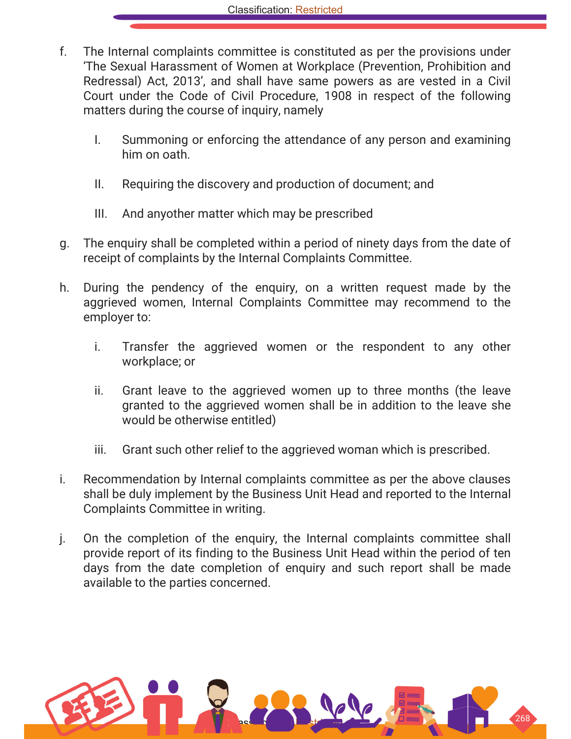f. The Internal complaints committee is constituted as per the provisions under 'The Sexual Harassment of Women at Workplace (Prevention, Prohibition and Redressal) Act, 2013', and shall have same powers as are vested in a Civil Court under the Code of Civil Procedure, 1908 in respect of the following matters during the course of inquiry, namely

   I. Summoning or enforcing the attendance of any person and examining him on oath.

   II. Requiring the discovery and production of document; and

   III. And anyother matter which may be prescribed

g. The enquiry shall be completed within a period of ninety days from the date of receipt of complaints by the Internal Complaints Committee.

h. During the pendency of the enquiry, on a written request made by the aggrieved women, Internal Complaints Committee may recommend to the employer to:

   i. Transfer the aggrieved women or the respondent to any other workplace; or

   ii. Grant leave to the aggrieved women up to three months (the leave granted to the aggrieved women shall be in addition to the leave she would be otherwise entitled)

   iii. Grant such other relief to the aggrieved woman which is prescribed.

i. Recommendation by Internal complaints committee as per the above clauses shall be duly implement by the Business Unit Head and reported to the Internal Complaints Committee in writing.

j. On the completion of the enquiry, the Internal complaints committee shall provide report of its finding to the Business Unit Head within the period of ten days from the date completion of enquiry and such report shall be made available to the parties concerned.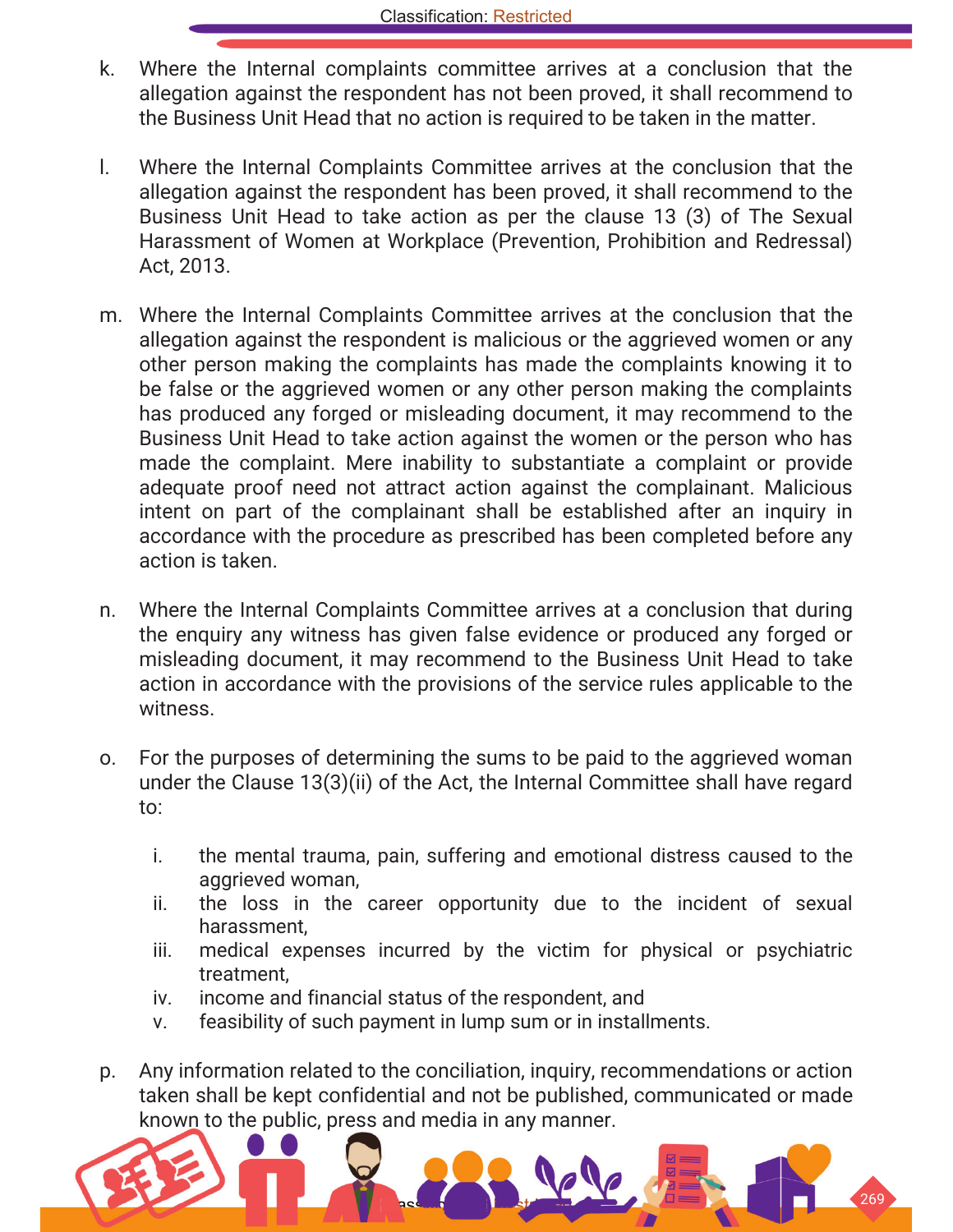k. Where the Internal complaints committee arrives at a conclusion that the allegation against the respondent has not been proved, it shall recommend to the Business Unit Head that no action is required to be taken in the matter.

l. Where the Internal Complaints Committee arrives at the conclusion that the allegation against the respondent has been proved, it shall recommend to the Business Unit Head to take action as per the clause 13 (3) of The Sexual Harassment of Women at Workplace (Prevention, Prohibition and Redressal) Act, 2013.

m. Where the Internal Complaints Committee arrives at the conclusion that the allegation against the respondent is malicious or the aggrieved women or any other person making the complaints has made the complaints knowing it to be false or the aggrieved women or any other person making the complaints has produced any forged or misleading document, it may recommend to the Business Unit Head to take action against the women or the person who has made the complaint. Mere inability to substantiate a complaint or provide adequate proof need not attract action against the complainant. Malicious intent on part of the complainant shall be established after an inquiry in accordance with the procedure as prescribed has been completed before any action is taken.

n. Where the Internal Complaints Committee arrives at a conclusion that during the enquiry any witness has given false evidence or produced any forged or misleading document, it may recommend to the Business Unit Head to take action in accordance with the provisions of the service rules applicable to the witness.

o. For the purposes of determining the sums to be paid to the aggrieved woman under the Clause 13(3)(ii) of the Act, the Internal Committee shall have regard to:

   i. the mental trauma, pain, suffering and emotional distress caused to the aggrieved woman,
   ii. the loss in the career opportunity due to the incident of sexual harassment,
   iii. medical expenses incurred by the victim for physical or psychiatric treatment,
   iv. income and financial status of the respondent, and
   v. feasibility of such payment in lump sum or in installments.

p. Any information related to the conciliation, inquiry, recommendations or action taken shall be kept confidential and not be published, communicated or made known to the public, press and media in any manner.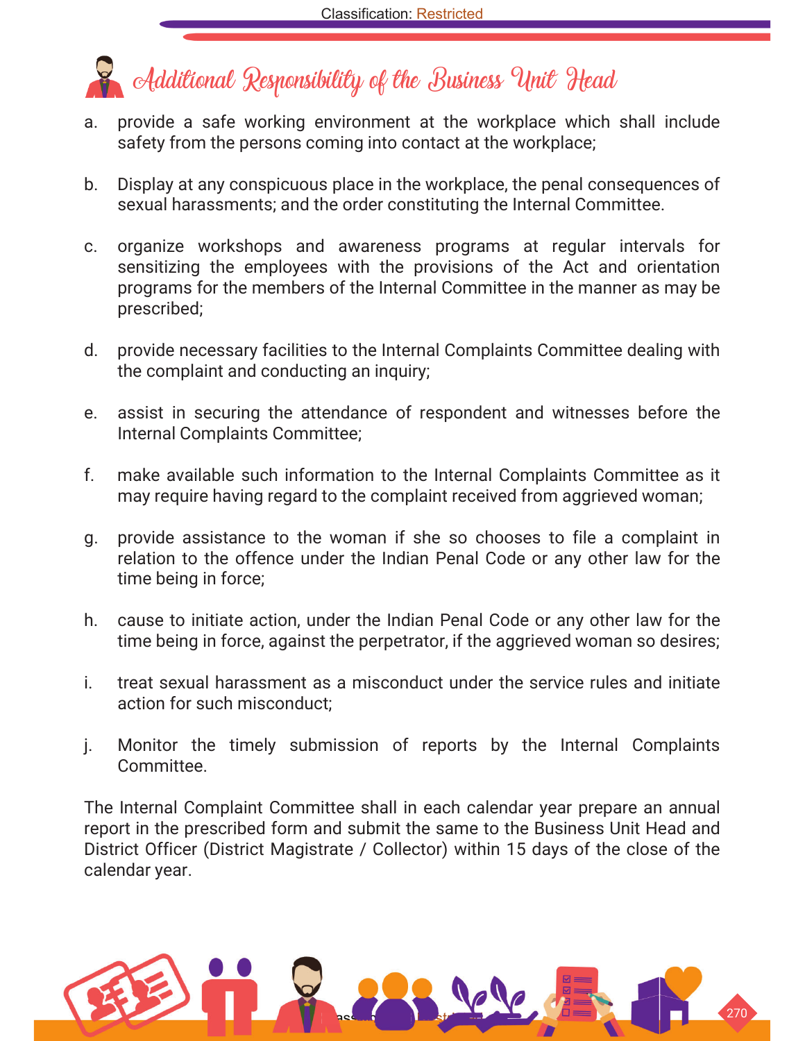# Additional Responsibility of the Business Unit Head

a. provide a safe working environment at the workplace which shall include safety from the persons coming into contact at the workplace;

b. Display at any conspicuous place in the workplace, the penal consequences of sexual harassments; and the order constituting the Internal Committee.

c. organize workshops and awareness programs at regular intervals for sensitizing the employees with the provisions of the Act and orientation programs for the members of the Internal Committee in the manner as may be prescribed;

d. provide necessary facilities to the Internal Complaints Committee dealing with the complaint and conducting an inquiry;

e. assist in securing the attendance of respondent and witnesses before the Internal Complaints Committee;

f. make available such information to the Internal Complaints Committee as it may require having regard to the complaint received from aggrieved woman;

g. provide assistance to the woman if she so chooses to file a complaint in relation to the offence under the Indian Penal Code or any other law for the time being in force;

h. cause to initiate action, under the Indian Penal Code or any other law for the time being in force, against the perpetrator, if the aggrieved woman so desires;

i. treat sexual harassment as a misconduct under the service rules and initiate action for such misconduct;

j. Monitor the timely submission of reports by the Internal Complaints Committee.

The Internal Complaint Committee shall in each calendar year prepare an annual report in the prescribed form and submit the same to the Business Unit Head and District Officer (District Magistrate / Collector) within 15 days of the close of the calendar year.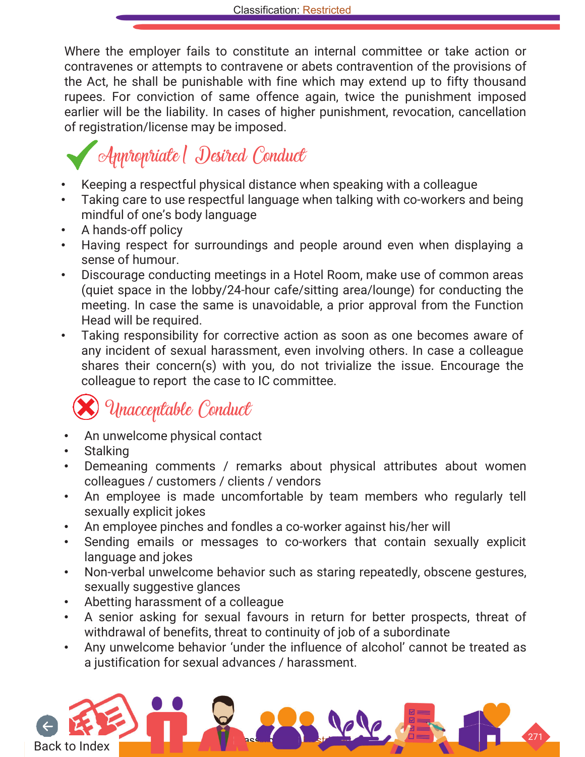Where the employer fails to constitute an internal committee or take action or contravenes or attempts to contravene or abets contravention of the provisions of the Act, he shall be punishable with fine which may extend up to fifty thousand rupees. For conviction of same offence again, twice the punishment imposed earlier will be the liability. In cases of higher punishment, revocation, cancellation of registration/license may be imposed.

## Appropriate / Desired Conduct

- Keeping a respectful physical distance when speaking with a colleague
- Taking care to use respectful language when talking with co-workers and being mindful of one's body language
- A hands-off policy
- Having respect for surroundings and people around even when displaying a sense of humour.
- Discourage conducting meetings in a Hotel Room, make use of common areas (quiet space in the lobby/24-hour cafe/sitting area/lounge) for conducting the meeting. In case the same is unavoidable, a prior approval from the Function Head will be required.
- Taking responsibility for corrective action as soon as one becomes aware of any incident of sexual harassment, even involving others. In case a colleague shares their concern(s) with you, do not trivialize the issue. Encourage the colleague to report the case to IC committee.

## Unacceptable Conduct

- An unwelcome physical contact
- Stalking
- Demeaning comments / remarks about physical attributes about women colleagues / customers / clients / vendors
- An employee is made uncomfortable by team members who regularly tell sexually explicit jokes
- An employee pinches and fondles a co-worker against his/her will
- Sending emails or messages to co-workers that contain sexually explicit language and jokes
- Non-verbal unwelcome behavior such as staring repeatedly, obscene gestures, sexually suggestive glances
- Abetting harassment of a colleague
- A senior asking for sexual favours in return for better prospects, threat of withdrawal of benefits, threat to continuity of job of a subordinate
- Any unwelcome behavior 'under the influence of alcohol' cannot be treated as a justification for sexual advances / harassment.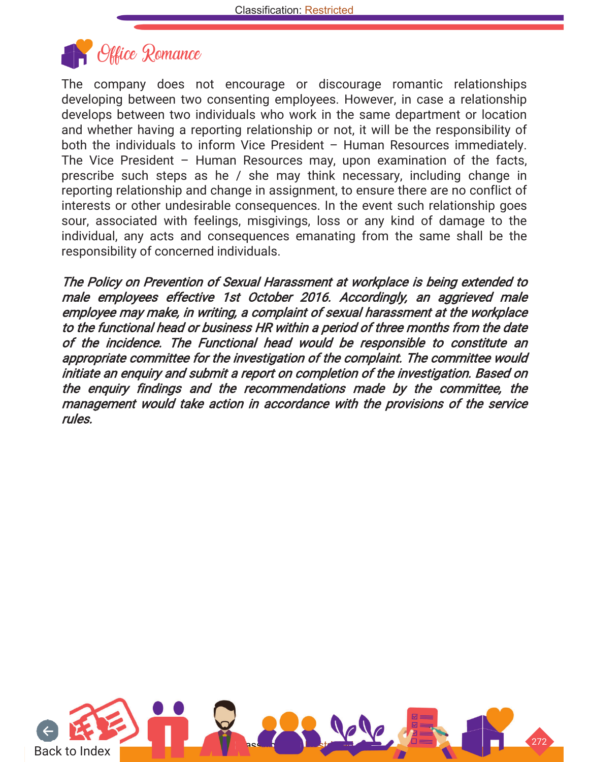## Office Romance

The company does not encourage or discourage romantic relationships developing between two consenting employees. However, in case a relationship develops between two individuals who work in the same department or location and whether having a reporting relationship or not, it will be the responsibility of both the individuals to inform Vice President – Human Resources immediately. The Vice President – Human Resources may, upon examination of the facts, prescribe such steps as he / she may think necessary, including change in reporting relationship and change in assignment, to ensure there are no conflict of interests or other undesirable consequences. In the event such relationship goes sour, associated with feelings, misgivings, loss or any kind of damage to the individual, any acts and consequences emanating from the same shall be the responsibility of concerned individuals.

*The Policy on Prevention of Sexual Harassment at workplace is being extended to male employees effective 1st October 2016. Accordingly, an aggrieved male employee may make, in writing, a complaint of sexual harassment at the workplace to the functional head or business HR within a period of three months from the date of the incidence. The Functional head would be responsible to constitute an appropriate committee for the investigation of the complaint. The committee would initiate an enquiry and submit a report on completion of the investigation. Based on the enquiry findings and the recommendations made by the committee, the management would take action in accordance with the provisions of the service rules.*

Back to Index